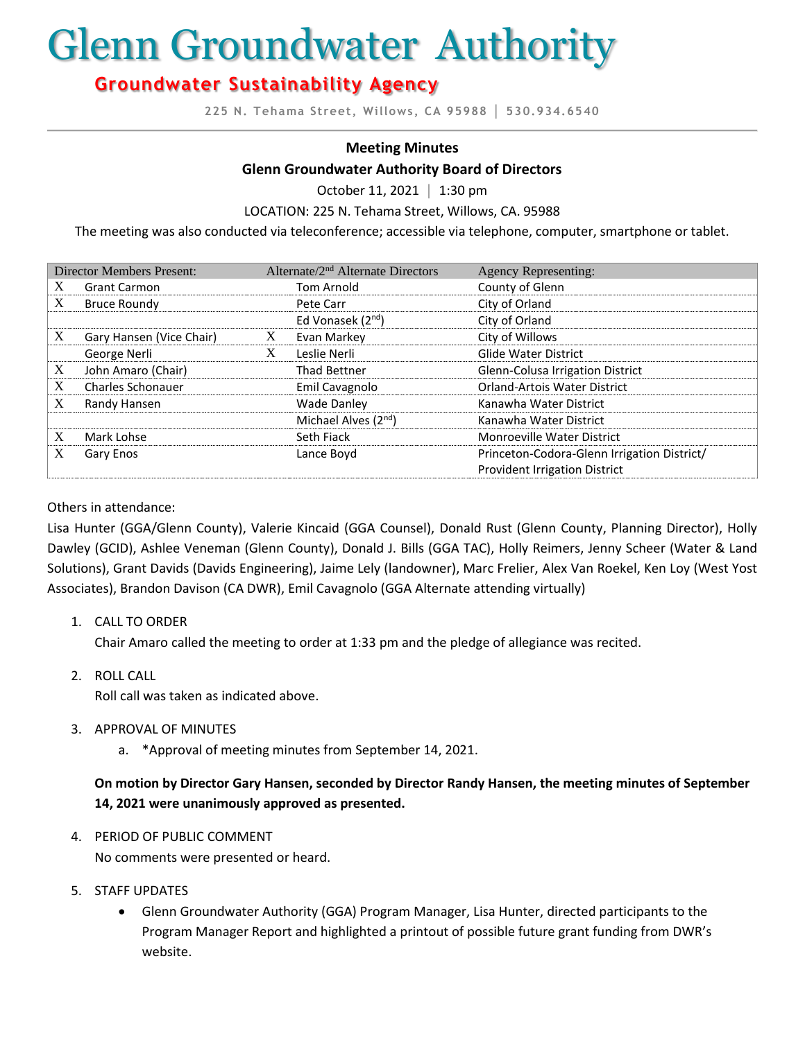# Glenn Groundwater Authority

## Groundwater Sustainability Agency

225 N. Tehama Street, Willows, CA 95988 | 530.934.6540

**Meeting Minutes**

**Glenn Groundwater Authority Board of Directors**

October 11, 2021 | 1:30 pm

LOCATION: 225 N. Tehama Street, Willows, CA. 95988

The meeting was also conducted via teleconference; accessible via telephone, computer, smartphone or tablet.

| Director Members Present: | | Alternate/2nd Alternate Directors | | Agency Representing: |
|---|---|---|---|---|
| X | Grant Carmon | | Tom Arnold | County of Glenn |
| X | Bruce Roundy | | Pete Carr | City of Orland |
| | | | Ed Vonasek (2nd) | City of Orland |
| X | Gary Hansen (Vice Chair) | X | Evan Markey | City of Willows |
| | George Nerli | X | Leslie Nerli | Glide Water District |
| X | John Amaro (Chair) | | Thad Bettner | Glenn-Colusa Irrigation District |
| X | Charles Schonauer | | Emil Cavagnolo | Orland-Artois Water District |
| X | Randy Hansen | | Wade Danley | Kanawha Water District |
| | | | Michael Alves (2nd) | Kanawha Water District |
| X | Mark Lohse | | Seth Fiack | Monroeville Water District |
| X | Gary Enos | | Lance Boyd | Princeton-Codora-Glenn Irrigation District/ Provident Irrigation District |

Others in attendance:

Lisa Hunter (GGA/Glenn County), Valerie Kincaid (GGA Counsel), Donald Rust (Glenn County, Planning Director), Holly Dawley (GCID), Ashlee Veneman (Glenn County), Donald J. Bills (GGA TAC), Holly Reimers, Jenny Scheer (Water & Land Solutions), Grant Davids (Davids Engineering), Jaime Lely (landowner), Marc Frelier, Alex Van Roekel, Ken Loy (West Yost Associates), Brandon Davison (CA DWR), Emil Cavagnolo (GGA Alternate attending virtually)

1. CALL TO ORDER
   Chair Amaro called the meeting to order at 1:33 pm and the pledge of allegiance was recited.

2. ROLL CALL
   Roll call was taken as indicated above.

3. APPROVAL OF MINUTES
   a. *Approval of meeting minutes from September 14, 2021.

   **On motion by Director Gary Hansen, seconded by Director Randy Hansen, the meeting minutes of September 14, 2021 were unanimously approved as presented.**

4. PERIOD OF PUBLIC COMMENT
   No comments were presented or heard.

5. STAFF UPDATES
   - Glenn Groundwater Authority (GGA) Program Manager, Lisa Hunter, directed participants to the Program Manager Report and highlighted a printout of possible future grant funding from DWR's website.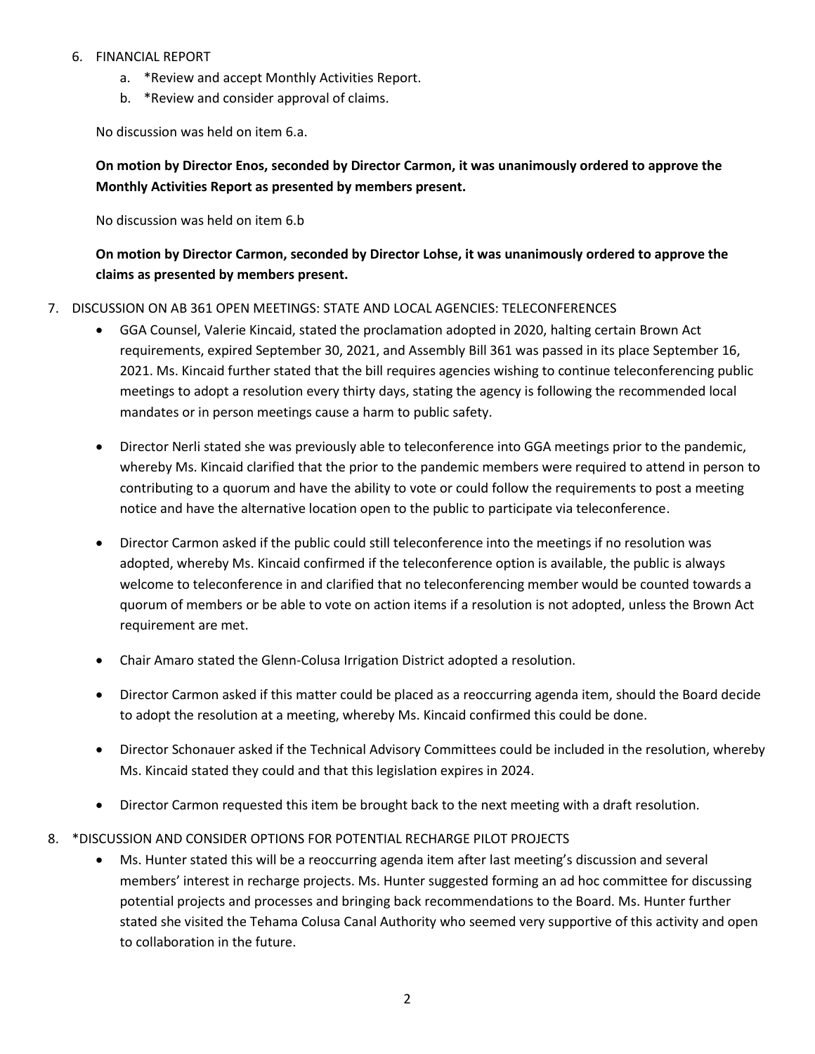6. FINANCIAL REPORT
   a. *Review and accept Monthly Activities Report.
   b. *Review and consider approval of claims.

   No discussion was held on item 6.a.

   **On motion by Director Enos, seconded by Director Carmon, it was unanimously ordered to approve the Monthly Activities Report as presented by members present.**

   No discussion was held on item 6.b

   **On motion by Director Carmon, seconded by Director Lohse, it was unanimously ordered to approve the claims as presented by members present.**

7. DISCUSSION ON AB 361 OPEN MEETINGS: STATE AND LOCAL AGENCIES: TELECONFERENCES
   - GGA Counsel, Valerie Kincaid, stated the proclamation adopted in 2020, halting certain Brown Act requirements, expired September 30, 2021, and Assembly Bill 361 was passed in its place September 16, 2021. Ms. Kincaid further stated that the bill requires agencies wishing to continue teleconferencing public meetings to adopt a resolution every thirty days, stating the agency is following the recommended local mandates or in person meetings cause a harm to public safety.
   - Director Nerli stated she was previously able to teleconference into GGA meetings prior to the pandemic, whereby Ms. Kincaid clarified that the prior to the pandemic members were required to attend in person to contributing to a quorum and have the ability to vote or could follow the requirements to post a meeting notice and have the alternative location open to the public to participate via teleconference.
   - Director Carmon asked if the public could still teleconference into the meetings if no resolution was adopted, whereby Ms. Kincaid confirmed if the teleconference option is available, the public is always welcome to teleconference in and clarified that no teleconferencing member would be counted towards a quorum of members or be able to vote on action items if a resolution is not adopted, unless the Brown Act requirement are met.
   - Chair Amaro stated the Glenn-Colusa Irrigation District adopted a resolution.
   - Director Carmon asked if this matter could be placed as a reoccurring agenda item, should the Board decide to adopt the resolution at a meeting, whereby Ms. Kincaid confirmed this could be done.
   - Director Schonauer asked if the Technical Advisory Committees could be included in the resolution, whereby Ms. Kincaid stated they could and that this legislation expires in 2024.
   - Director Carmon requested this item be brought back to the next meeting with a draft resolution.

8. *DISCUSSION AND CONSIDER OPTIONS FOR POTENTIAL RECHARGE PILOT PROJECTS
   - Ms. Hunter stated this will be a reoccurring agenda item after last meeting's discussion and several members' interest in recharge projects. Ms. Hunter suggested forming an ad hoc committee for discussing potential projects and processes and bringing back recommendations to the Board. Ms. Hunter further stated she visited the Tehama Colusa Canal Authority who seemed very supportive of this activity and open to collaboration in the future.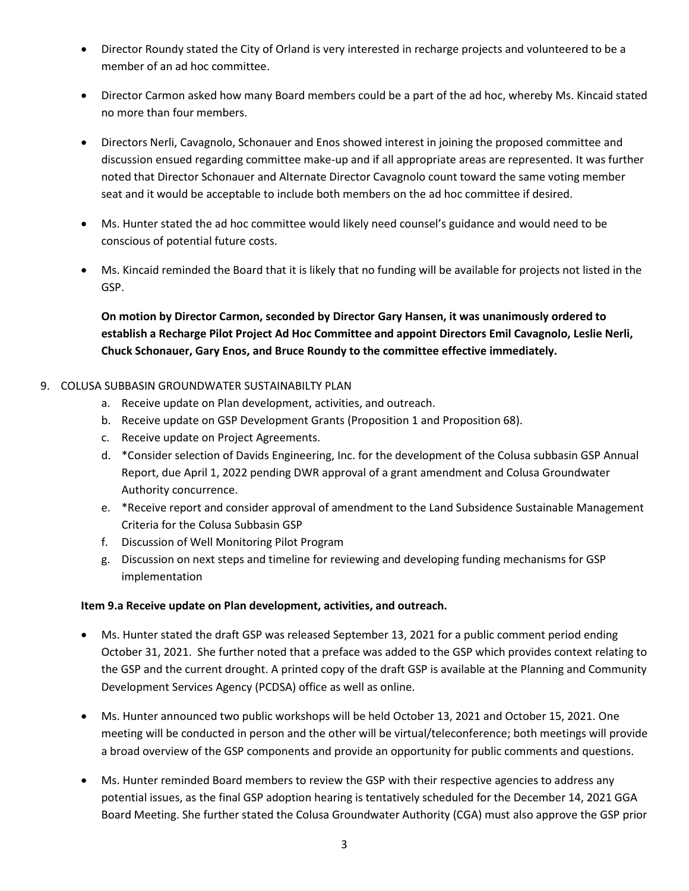- Director Roundy stated the City of Orland is very interested in recharge projects and volunteered to be a member of an ad hoc committee.

- Director Carmon asked how many Board members could be a part of the ad hoc, whereby Ms. Kincaid stated no more than four members.

- Directors Nerli, Cavagnolo, Schonauer and Enos showed interest in joining the proposed committee and discussion ensued regarding committee make-up and if all appropriate areas are represented. It was further noted that Director Schonauer and Alternate Director Cavagnolo count toward the same voting member seat and it would be acceptable to include both members on the ad hoc committee if desired.

- Ms. Hunter stated the ad hoc committee would likely need counsel's guidance and would need to be conscious of potential future costs.

- Ms. Kincaid reminded the Board that it is likely that no funding will be available for projects not listed in the GSP.

  **On motion by Director Carmon, seconded by Director Gary Hansen, it was unanimously ordered to establish a Recharge Pilot Project Ad Hoc Committee and appoint Directors Emil Cavagnolo, Leslie Nerli, Chuck Schonauer, Gary Enos, and Bruce Roundy to the committee effective immediately.**

9. COLUSA SUBBASIN GROUNDWATER SUSTAINABILTY PLAN
   a. Receive update on Plan development, activities, and outreach.
   b. Receive update on GSP Development Grants (Proposition 1 and Proposition 68).
   c. Receive update on Project Agreements.
   d. *Consider selection of Davids Engineering, Inc. for the development of the Colusa subbasin GSP Annual Report, due April 1, 2022 pending DWR approval of a grant amendment and Colusa Groundwater Authority concurrence.
   e. *Receive report and consider approval of amendment to the Land Subsidence Sustainable Management Criteria for the Colusa Subbasin GSP
   f. Discussion of Well Monitoring Pilot Program
   g. Discussion on next steps and timeline for reviewing and developing funding mechanisms for GSP implementation

   **Item 9.a Receive update on Plan development, activities, and outreach.**

   - Ms. Hunter stated the draft GSP was released September 13, 2021 for a public comment period ending October 31, 2021. She further noted that a preface was added to the GSP which provides context relating to the GSP and the current drought. A printed copy of the draft GSP is available at the Planning and Community Development Services Agency (PCDSA) office as well as online.

   - Ms. Hunter announced two public workshops will be held October 13, 2021 and October 15, 2021. One meeting will be conducted in person and the other will be virtual/teleconference; both meetings will provide a broad overview of the GSP components and provide an opportunity for public comments and questions.

   - Ms. Hunter reminded Board members to review the GSP with their respective agencies to address any potential issues, as the final GSP adoption hearing is tentatively scheduled for the December 14, 2021 GGA Board Meeting. She further stated the Colusa Groundwater Authority (CGA) must also approve the GSP prior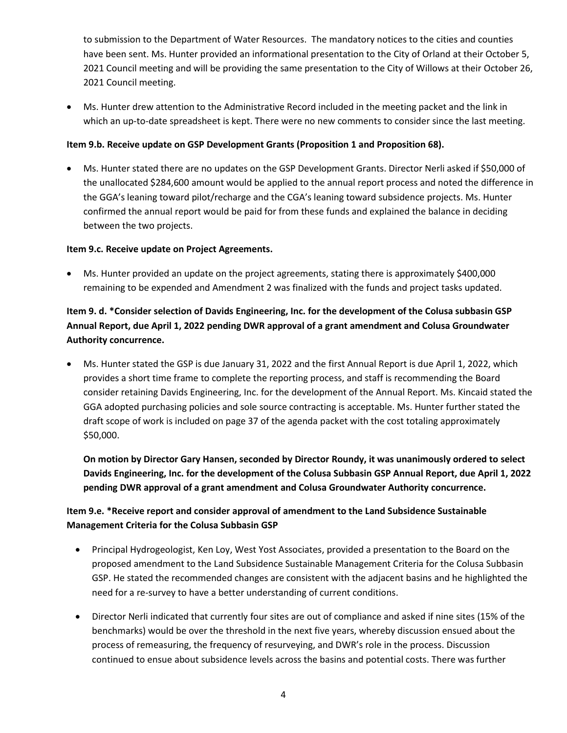to submission to the Department of Water Resources. The mandatory notices to the cities and counties have been sent. Ms. Hunter provided an informational presentation to the City of Orland at their October 5, 2021 Council meeting and will be providing the same presentation to the City of Willows at their October 26, 2021 Council meeting.

- Ms. Hunter drew attention to the Administrative Record included in the meeting packet and the link in which an up-to-date spreadsheet is kept. There were no new comments to consider since the last meeting.

**Item 9.b. Receive update on GSP Development Grants (Proposition 1 and Proposition 68).**

- Ms. Hunter stated there are no updates on the GSP Development Grants. Director Nerli asked if $50,000 of the unallocated $284,600 amount would be applied to the annual report process and noted the difference in the GGA's leaning toward pilot/recharge and the CGA's leaning toward subsidence projects. Ms. Hunter confirmed the annual report would be paid for from these funds and explained the balance in deciding between the two projects.

**Item 9.c. Receive update on Project Agreements.**

- Ms. Hunter provided an update on the project agreements, stating there is approximately $400,000 remaining to be expended and Amendment 2 was finalized with the funds and project tasks updated.

**Item 9. d. *Consider selection of Davids Engineering, Inc. for the development of the Colusa subbasin GSP Annual Report, due April 1, 2022 pending DWR approval of a grant amendment and Colusa Groundwater Authority concurrence.**

- Ms. Hunter stated the GSP is due January 31, 2022 and the first Annual Report is due April 1, 2022, which provides a short time frame to complete the reporting process, and staff is recommending the Board consider retaining Davids Engineering, Inc. for the development of the Annual Report. Ms. Kincaid stated the GGA adopted purchasing policies and sole source contracting is acceptable. Ms. Hunter further stated the draft scope of work is included on page 37 of the agenda packet with the cost totaling approximately $50,000.

  **On motion by Director Gary Hansen, seconded by Director Roundy, it was unanimously ordered to select Davids Engineering, Inc. for the development of the Colusa Subbasin GSP Annual Report, due April 1, 2022 pending DWR approval of a grant amendment and Colusa Groundwater Authority concurrence.**

**Item 9.e. *Receive report and consider approval of amendment to the Land Subsidence Sustainable Management Criteria for the Colusa Subbasin GSP**

- Principal Hydrogeologist, Ken Loy, West Yost Associates, provided a presentation to the Board on the proposed amendment to the Land Subsidence Sustainable Management Criteria for the Colusa Subbasin GSP. He stated the recommended changes are consistent with the adjacent basins and he highlighted the need for a re-survey to have a better understanding of current conditions.

- Director Nerli indicated that currently four sites are out of compliance and asked if nine sites (15% of the benchmarks) would be over the threshold in the next five years, whereby discussion ensued about the process of remeasuring, the frequency of resurveying, and DWR's role in the process. Discussion continued to ensue about subsidence levels across the basins and potential costs. There was further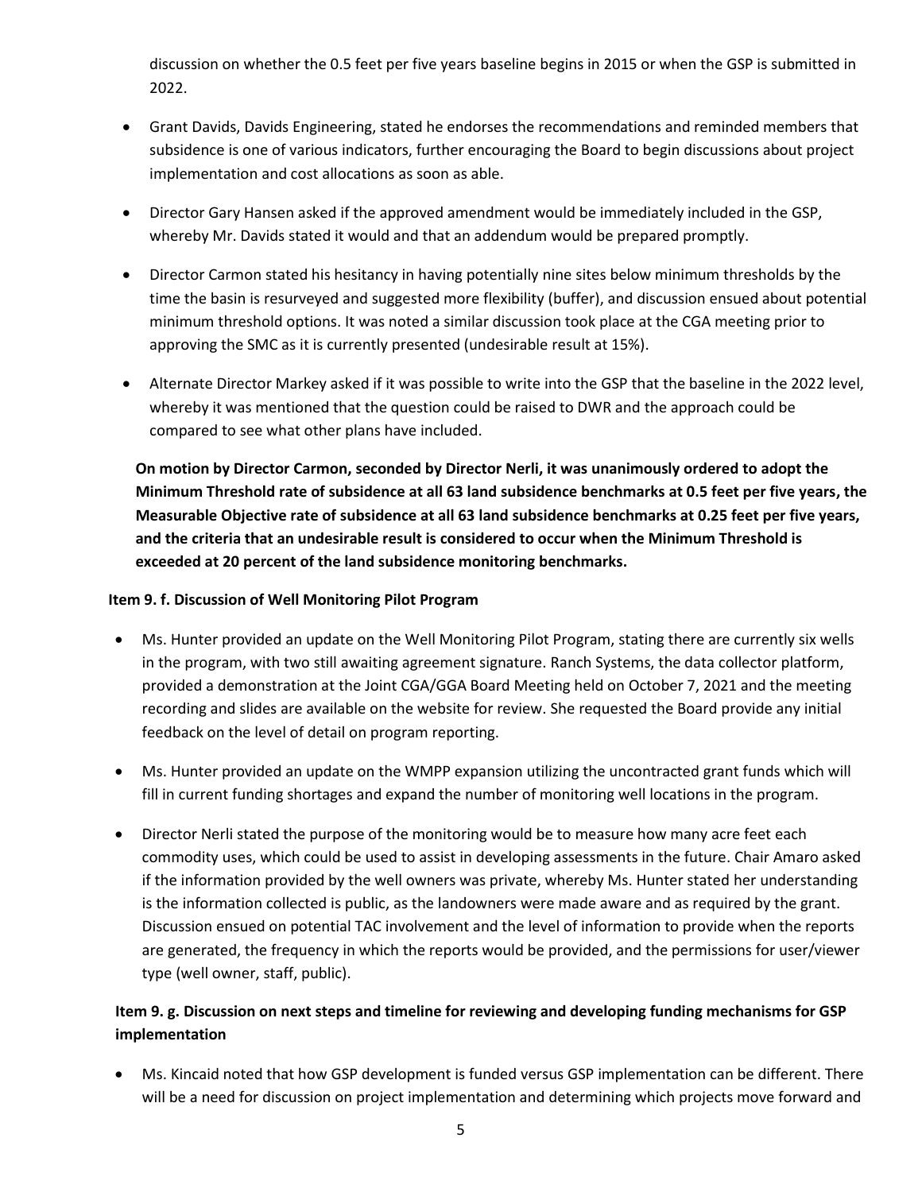discussion on whether the 0.5 feet per five years baseline begins in 2015 or when the GSP is submitted in 2022.

- Grant Davids, Davids Engineering, stated he endorses the recommendations and reminded members that subsidence is one of various indicators, further encouraging the Board to begin discussions about project implementation and cost allocations as soon as able.
- Director Gary Hansen asked if the approved amendment would be immediately included in the GSP, whereby Mr. Davids stated it would and that an addendum would be prepared promptly.
- Director Carmon stated his hesitancy in having potentially nine sites below minimum thresholds by the time the basin is resurveyed and suggested more flexibility (buffer), and discussion ensued about potential minimum threshold options. It was noted a similar discussion took place at the CGA meeting prior to approving the SMC as it is currently presented (undesirable result at 15%).
- Alternate Director Markey asked if it was possible to write into the GSP that the baseline in the 2022 level, whereby it was mentioned that the question could be raised to DWR and the approach could be compared to see what other plans have included.

**On motion by Director Carmon, seconded by Director Nerli, it was unanimously ordered to adopt the Minimum Threshold rate of subsidence at all 63 land subsidence benchmarks at 0.5 feet per five years, the Measurable Objective rate of subsidence at all 63 land subsidence benchmarks at 0.25 feet per five years, and the criteria that an undesirable result is considered to occur when the Minimum Threshold is exceeded at 20 percent of the land subsidence monitoring benchmarks.**

**Item 9. f. Discussion of Well Monitoring Pilot Program**

- Ms. Hunter provided an update on the Well Monitoring Pilot Program, stating there are currently six wells in the program, with two still awaiting agreement signature. Ranch Systems, the data collector platform, provided a demonstration at the Joint CGA/GGA Board Meeting held on October 7, 2021 and the meeting recording and slides are available on the website for review. She requested the Board provide any initial feedback on the level of detail on program reporting.
- Ms. Hunter provided an update on the WMPP expansion utilizing the uncontracted grant funds which will fill in current funding shortages and expand the number of monitoring well locations in the program.
- Director Nerli stated the purpose of the monitoring would be to measure how many acre feet each commodity uses, which could be used to assist in developing assessments in the future. Chair Amaro asked if the information provided by the well owners was private, whereby Ms. Hunter stated her understanding is the information collected is public, as the landowners were made aware and as required by the grant. Discussion ensued on potential TAC involvement and the level of information to provide when the reports are generated, the frequency in which the reports would be provided, and the permissions for user/viewer type (well owner, staff, public).

**Item 9. g. Discussion on next steps and timeline for reviewing and developing funding mechanisms for GSP implementation**

- Ms. Kincaid noted that how GSP development is funded versus GSP implementation can be different. There will be a need for discussion on project implementation and determining which projects move forward and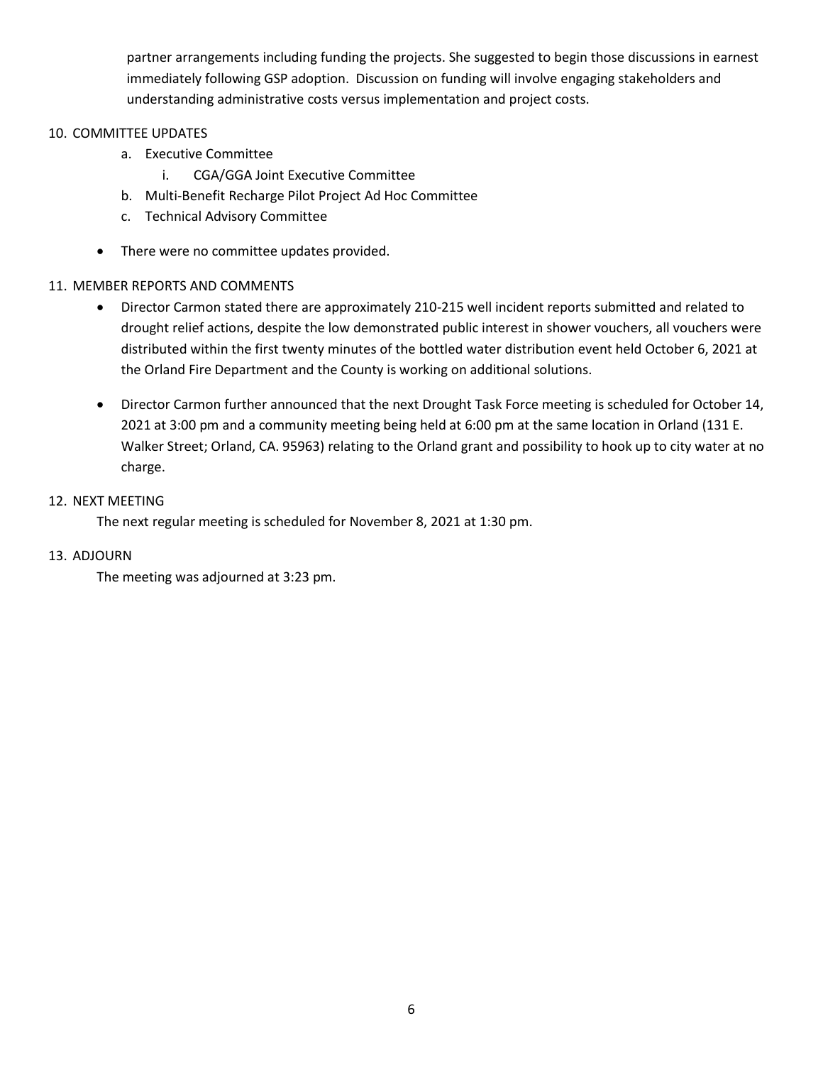partner arrangements including funding the projects. She suggested to begin those discussions in earnest immediately following GSP adoption. Discussion on funding will involve engaging stakeholders and understanding administrative costs versus implementation and project costs.

10. COMMITTEE UPDATES
    a. Executive Committee
        i. CGA/GGA Joint Executive Committee
    b. Multi-Benefit Recharge Pilot Project Ad Hoc Committee
    c. Technical Advisory Committee

- There were no committee updates provided.

11. MEMBER REPORTS AND COMMENTS

- Director Carmon stated there are approximately 210-215 well incident reports submitted and related to drought relief actions, despite the low demonstrated public interest in shower vouchers, all vouchers were distributed within the first twenty minutes of the bottled water distribution event held October 6, 2021 at the Orland Fire Department and the County is working on additional solutions.

- Director Carmon further announced that the next Drought Task Force meeting is scheduled for October 14, 2021 at 3:00 pm and a community meeting being held at 6:00 pm at the same location in Orland (131 E. Walker Street; Orland, CA. 95963) relating to the Orland grant and possibility to hook up to city water at no charge.

12. NEXT MEETING

    The next regular meeting is scheduled for November 8, 2021 at 1:30 pm.

13. ADJOURN

    The meeting was adjourned at 3:23 pm.